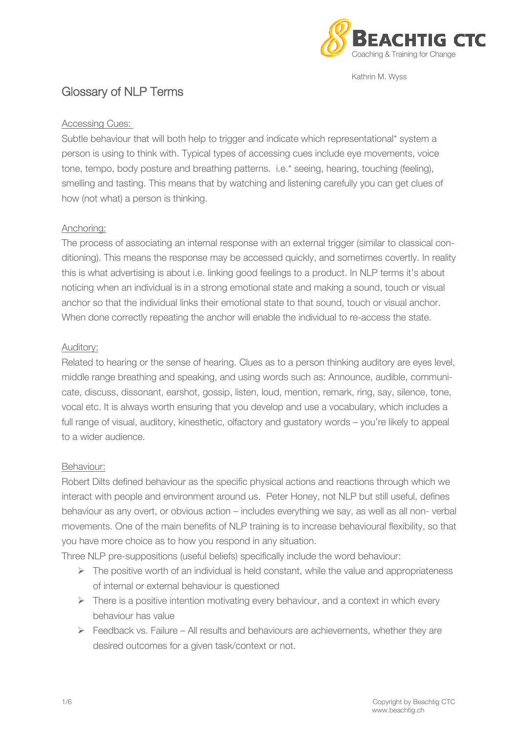BEACHTIG CTC
Coaching & Training for Change

Kathrin M. Wyss

# Glossary of NLP Terms

## Accessing Cues:

Subtle behaviour that will both help to trigger and indicate which representational* system a person is using to think with. Typical types of accessing cues include eye movements, voice tone, tempo, body posture and breathing patterns. i.e.* seeing, hearing, touching (feeling), smelling and tasting. This means that by watching and listening carefully you can get clues of how (not what) a person is thinking.

## Anchoring:

The process of associating an internal response with an external trigger (similar to classical conditioning). This means the response may be accessed quickly, and sometimes covertly. In reality this is what advertising is about i.e. linking good feelings to a product. In NLP terms it's about noticing when an individual is in a strong emotional state and making a sound, touch or visual anchor so that the individual links their emotional state to that sound, touch or visual anchor. When done correctly repeating the anchor will enable the individual to re-access the state.

## Auditory:

Related to hearing or the sense of hearing. Clues as to a person thinking auditory are eyes level, middle range breathing and speaking, and using words such as: Announce, audible, communicate, discuss, dissonant, earshot, gossip, listen, loud, mention, remark, ring, say, silence, tone, vocal etc. It is always worth ensuring that you develop and use a vocabulary, which includes a full range of visual, auditory, kinesthetic, olfactory and gustatory words – you're likely to appeal to a wider audience.

## Behaviour:

Robert Dilts defined behaviour as the specific physical actions and reactions through which we interact with people and environment around us. Peter Honey, not NLP but still useful, defines behaviour as any overt, or obvious action – includes everything we say, as well as all non- verbal movements. One of the main benefits of NLP training is to increase behavioural flexibility, so that you have more choice as to how you respond in any situation.

Three NLP pre-suppositions (useful beliefs) specifically include the word behaviour:

- The positive worth of an individual is held constant, while the value and appropriateness of internal or external behaviour is questioned
- There is a positive intention motivating every behaviour, and a context in which every behaviour has value
- Feedback vs. Failure – All results and behaviours are achievements, whether they are desired outcomes for a given task/context or not.

Copyright by Beachtig CTC
www.beachtig.ch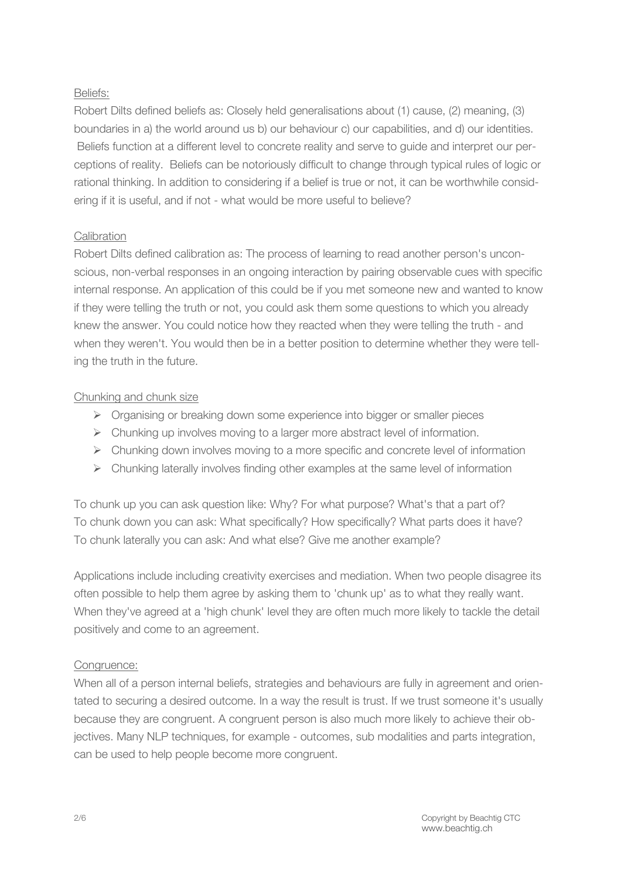## Beliefs:

Robert Dilts defined beliefs as: Closely held generalisations about (1) cause, (2) meaning, (3) boundaries in a) the world around us b) our behaviour c) our capabilities, and d) our identities. Beliefs function at a different level to concrete reality and serve to guide and interpret our perceptions of reality. Beliefs can be notoriously difficult to change through typical rules of logic or rational thinking. In addition to considering if a belief is true or not, it can be worthwhile considering if it is useful, and if not - what would be more useful to believe?

## Calibration

Robert Dilts defined calibration as: The process of learning to read another person's unconscious, non-verbal responses in an ongoing interaction by pairing observable cues with specific internal response. An application of this could be if you met someone new and wanted to know if they were telling the truth or not, you could ask them some questions to which you already knew the answer. You could notice how they reacted when they were telling the truth - and when they weren't. You would then be in a better position to determine whether they were telling the truth in the future.

## Chunking and chunk size

- Organising or breaking down some experience into bigger or smaller pieces
- Chunking up involves moving to a larger more abstract level of information.
- Chunking down involves moving to a more specific and concrete level of information
- Chunking laterally involves finding other examples at the same level of information

To chunk up you can ask question like: Why? For what purpose? What's that a part of?
To chunk down you can ask: What specifically? How specifically? What parts does it have?
To chunk laterally you can ask: And what else? Give me another example?

Applications include including creativity exercises and mediation. When two people disagree its often possible to help them agree by asking them to 'chunk up' as to what they really want. When they've agreed at a 'high chunk' level they are often much more likely to tackle the detail positively and come to an agreement.

## Congruence:

When all of a person internal beliefs, strategies and behaviours are fully in agreement and orientated to securing a desired outcome. In a way the result is trust. If we trust someone it's usually because they are congruent. A congruent person is also much more likely to achieve their objectives. Many NLP techniques, for example - outcomes, sub modalities and parts integration, can be used to help people become more congruent.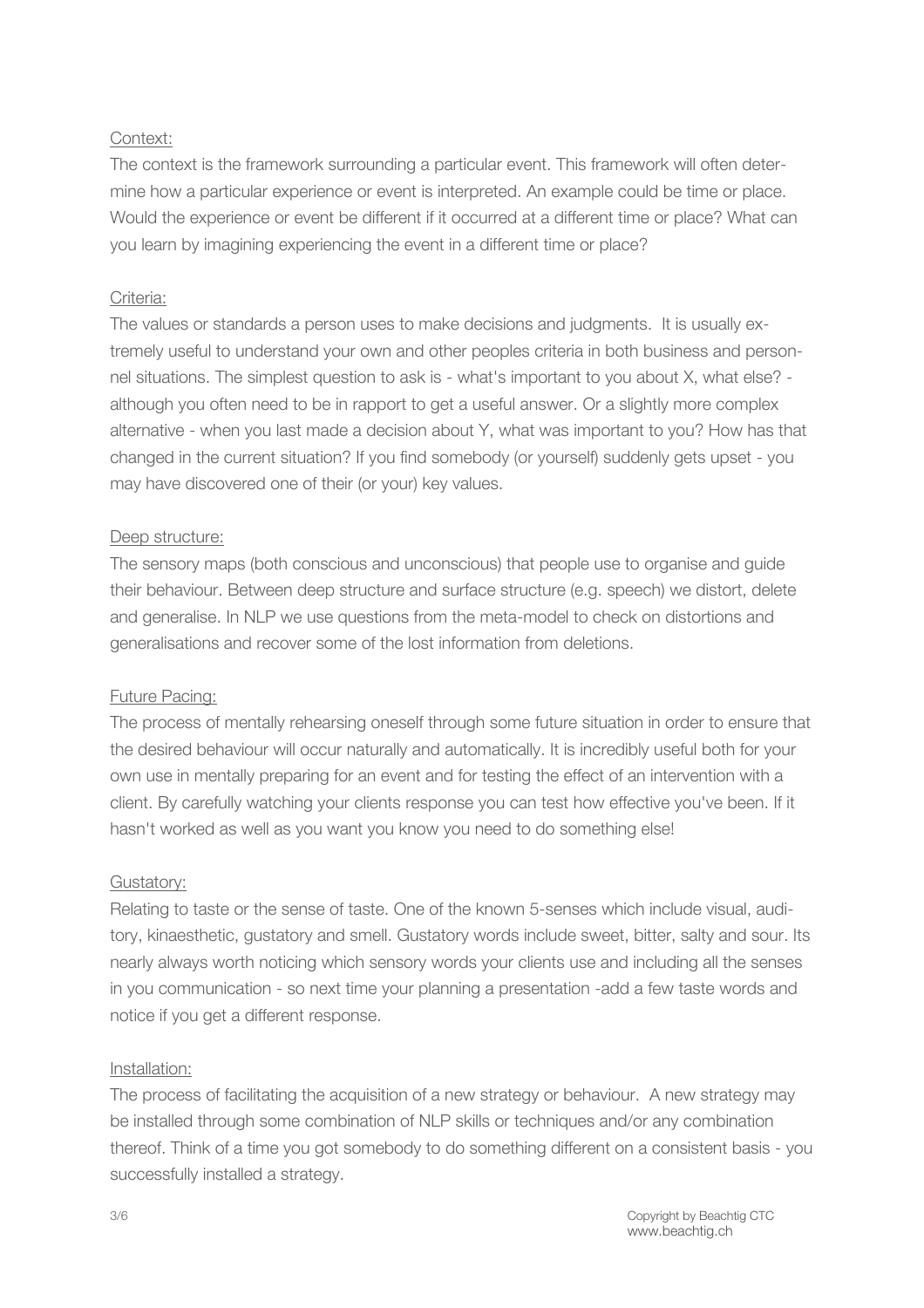<u>Context:</u>

The context is the framework surrounding a particular event. This framework will often determine how a particular experience or event is interpreted. An example could be time or place. Would the experience or event be different if it occurred at a different time or place? What can you learn by imagining experiencing the event in a different time or place?

<u>Criteria:</u>

The values or standards a person uses to make decisions and judgments. It is usually extremely useful to understand your own and other peoples criteria in both business and personnel situations. The simplest question to ask is - what's important to you about X, what else? - although you often need to be in rapport to get a useful answer. Or a slightly more complex alternative - when you last made a decision about Y, what was important to you? How has that changed in the current situation? If you find somebody (or yourself) suddenly gets upset - you may have discovered one of their (or your) key values.

<u>Deep structure:</u>

The sensory maps (both conscious and unconscious) that people use to organise and guide their behaviour. Between deep structure and surface structure (e.g. speech) we distort, delete and generalise. In NLP we use questions from the meta-model to check on distortions and generalisations and recover some of the lost information from deletions.

<u>Future Pacing:</u>

The process of mentally rehearsing oneself through some future situation in order to ensure that the desired behaviour will occur naturally and automatically. It is incredibly useful both for your own use in mentally preparing for an event and for testing the effect of an intervention with a client. By carefully watching your clients response you can test how effective you've been. If it hasn't worked as well as you want you know you need to do something else!

<u>Gustatory:</u>

Relating to taste or the sense of taste. One of the known 5-senses which include visual, auditory, kinaesthetic, gustatory and smell. Gustatory words include sweet, bitter, salty and sour. Its nearly always worth noticing which sensory words your clients use and including all the senses in you communication - so next time your planning a presentation -add a few taste words and notice if you get a different response.

<u>Installation:</u>

The process of facilitating the acquisition of a new strategy or behaviour. A new strategy may be installed through some combination of NLP skills or techniques and/or any combination thereof. Think of a time you got somebody to do something different on a consistent basis - you successfully installed a strategy.

Copyright by Beachtig CTC
www.beachtig.ch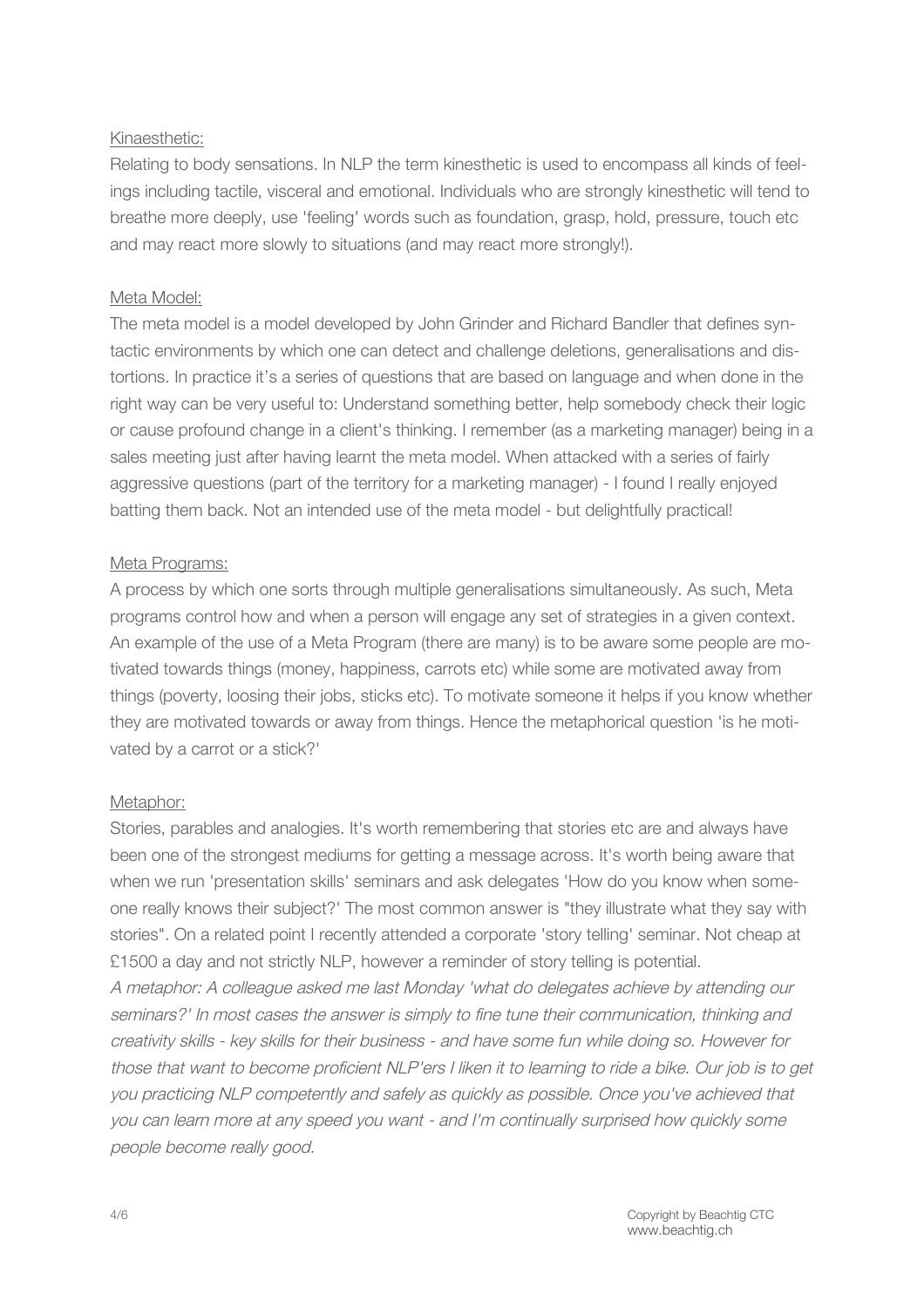Kinaesthetic:

Relating to body sensations. In NLP the term kinesthetic is used to encompass all kinds of feelings including tactile, visceral and emotional. Individuals who are strongly kinesthetic will tend to breathe more deeply, use 'feeling' words such as foundation, grasp, hold, pressure, touch etc and may react more slowly to situations (and may react more strongly!).

Meta Model:

The meta model is a model developed by John Grinder and Richard Bandler that defines syntactic environments by which one can detect and challenge deletions, generalisations and distortions. In practice it's a series of questions that are based on language and when done in the right way can be very useful to: Understand something better, help somebody check their logic or cause profound change in a client's thinking. I remember (as a marketing manager) being in a sales meeting just after having learnt the meta model. When attacked with a series of fairly aggressive questions (part of the territory for a marketing manager) - I found I really enjoyed batting them back. Not an intended use of the meta model - but delightfully practical!

Meta Programs:

A process by which one sorts through multiple generalisations simultaneously. As such, Meta programs control how and when a person will engage any set of strategies in a given context. An example of the use of a Meta Program (there are many) is to be aware some people are motivated towards things (money, happiness, carrots etc) while some are motivated away from things (poverty, loosing their jobs, sticks etc). To motivate someone it helps if you know whether they are motivated towards or away from things. Hence the metaphorical question 'is he motivated by a carrot or a stick?'

Metaphor:

Stories, parables and analogies. It's worth remembering that stories etc are and always have been one of the strongest mediums for getting a message across. It's worth being aware that when we run 'presentation skills' seminars and ask delegates 'How do you know when someone really knows their subject?' The most common answer is "they illustrate what they say with stories". On a related point I recently attended a corporate 'story telling' seminar. Not cheap at £1500 a day and not strictly NLP, however a reminder of story telling is potential.

*A metaphor: A colleague asked me last Monday 'what do delegates achieve by attending our seminars?' In most cases the answer is simply to fine tune their communication, thinking and creativity skills - key skills for their business - and have some fun while doing so. However for those that want to become proficient NLP'ers I liken it to learning to ride a bike. Our job is to get you practicing NLP competently and safely as quickly as possible. Once you've achieved that you can learn more at any speed you want - and I'm continually surprised how quickly some people become really good.*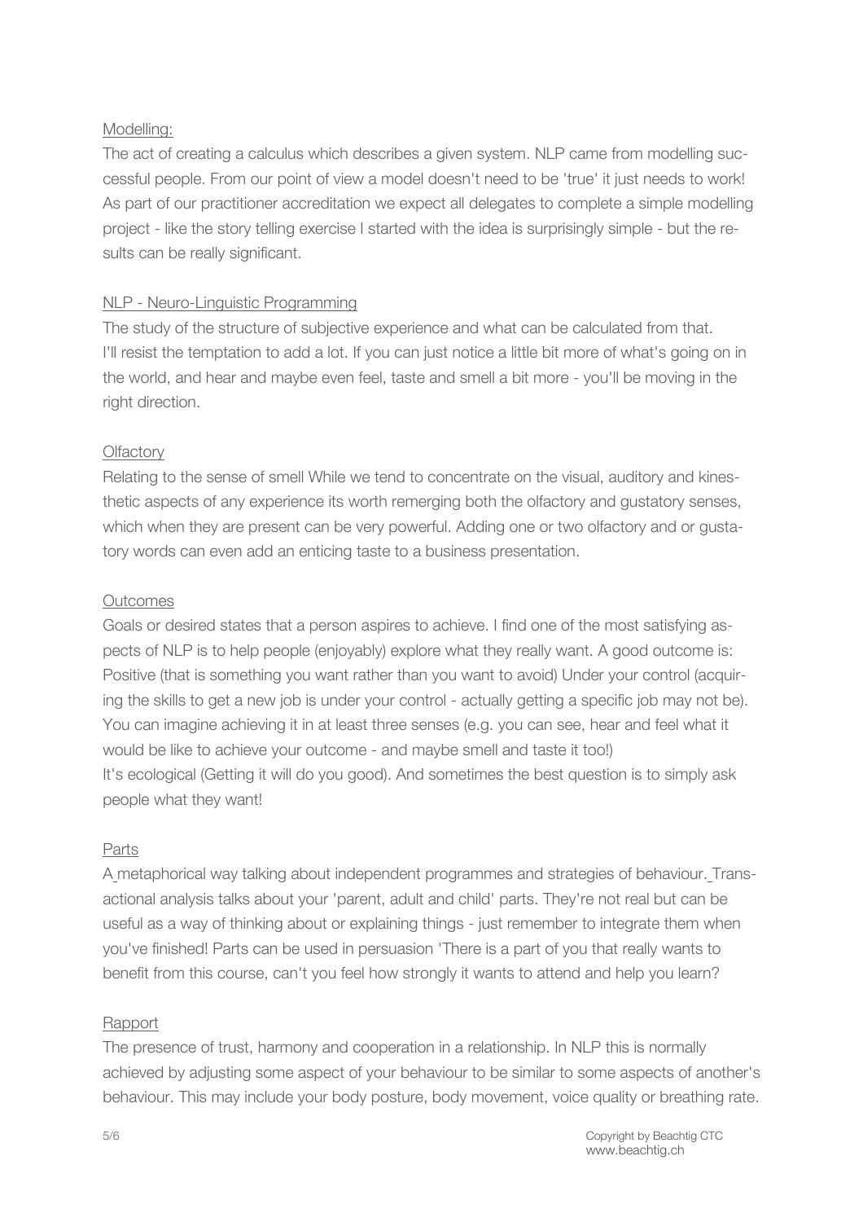<u>Modelling:</u>

The act of creating a calculus which describes a given system. NLP came from modelling successful people. From our point of view a model doesn't need to be 'true' it just needs to work! As part of our practitioner accreditation we expect all delegates to complete a simple modelling project - like the story telling exercise I started with the idea is surprisingly simple - but the results can be really significant.

<u>NLP - Neuro-Linguistic Programming</u>

The study of the structure of subjective experience and what can be calculated from that.
I'll resist the temptation to add a lot. If you can just notice a little bit more of what's going on in the world, and hear and maybe even feel, taste and smell a bit more - you'll be moving in the right direction.

<u>Olfactory</u>

Relating to the sense of smell While we tend to concentrate on the visual, auditory and kinesthetic aspects of any experience its worth remerging both the olfactory and gustatory senses, which when they are present can be very powerful. Adding one or two olfactory and or gustatory words can even add an enticing taste to a business presentation.

<u>Outcomes</u>

Goals or desired states that a person aspires to achieve. I find one of the most satisfying aspects of NLP is to help people (enjoyably) explore what they really want. A good outcome is: Positive (that is something you want rather than you want to avoid) Under your control (acquiring the skills to get a new job is under your control - actually getting a specific job may not be). You can imagine achieving it in at least three senses (e.g. you can see, hear and feel what it would be like to achieve your outcome - and maybe smell and taste it too!)
It's ecological (Getting it will do you good). And sometimes the best question is to simply ask people what they want!

<u>Parts</u>

A metaphorical way talking about independent programmes and strategies of behaviour. Transactional analysis talks about your 'parent, adult and child' parts. They're not real but can be useful as a way of thinking about or explaining things - just remember to integrate them when you've finished! Parts can be used in persuasion 'There is a part of you that really wants to benefit from this course, can't you feel how strongly it wants to attend and help you learn?

<u>Rapport</u>

The presence of trust, harmony and cooperation in a relationship. In NLP this is normally achieved by adjusting some aspect of your behaviour to be similar to some aspects of another's behaviour. This may include your body posture, body movement, voice quality or breathing rate.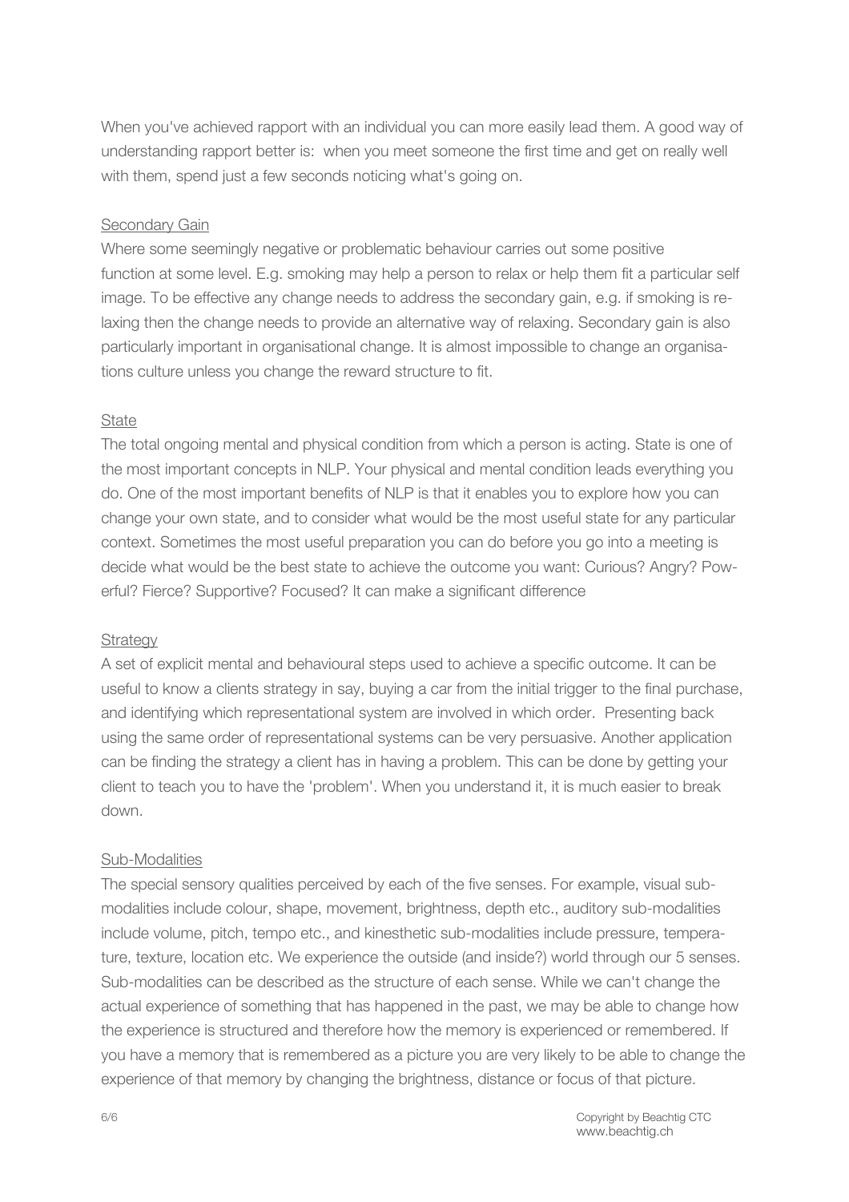When you've achieved rapport with an individual you can more easily lead them. A good way of understanding rapport better is: when you meet someone the first time and get on really well with them, spend just a few seconds noticing what's going on.

<u>Secondary Gain</u>

Where some seemingly negative or problematic behaviour carries out some positive function at some level. E.g. smoking may help a person to relax or help them fit a particular self image. To be effective any change needs to address the secondary gain, e.g. if smoking is relaxing then the change needs to provide an alternative way of relaxing. Secondary gain is also particularly important in organisational change. It is almost impossible to change an organisations culture unless you change the reward structure to fit.

<u>State</u>

The total ongoing mental and physical condition from which a person is acting. State is one of the most important concepts in NLP. Your physical and mental condition leads everything you do. One of the most important benefits of NLP is that it enables you to explore how you can change your own state, and to consider what would be the most useful state for any particular context. Sometimes the most useful preparation you can do before you go into a meeting is decide what would be the best state to achieve the outcome you want: Curious? Angry? Powerful? Fierce? Supportive? Focused? It can make a significant difference

<u>Strategy</u>

A set of explicit mental and behavioural steps used to achieve a specific outcome. It can be useful to know a clients strategy in say, buying a car from the initial trigger to the final purchase, and identifying which representational system are involved in which order. Presenting back using the same order of representational systems can be very persuasive. Another application can be finding the strategy a client has in having a problem. This can be done by getting your client to teach you to have the 'problem'. When you understand it, it is much easier to break down.

<u>Sub-Modalities</u>

The special sensory qualities perceived by each of the five senses. For example, visual sub-modalities include colour, shape, movement, brightness, depth etc., auditory sub-modalities include volume, pitch, tempo etc., and kinesthetic sub-modalities include pressure, temperature, texture, location etc. We experience the outside (and inside?) world through our 5 senses. Sub-modalities can be described as the structure of each sense. While we can't change the actual experience of something that has happened in the past, we may be able to change how the experience is structured and therefore how the memory is experienced or remembered. If you have a memory that is remembered as a picture you are very likely to be able to change the experience of that memory by changing the brightness, distance or focus of that picture.